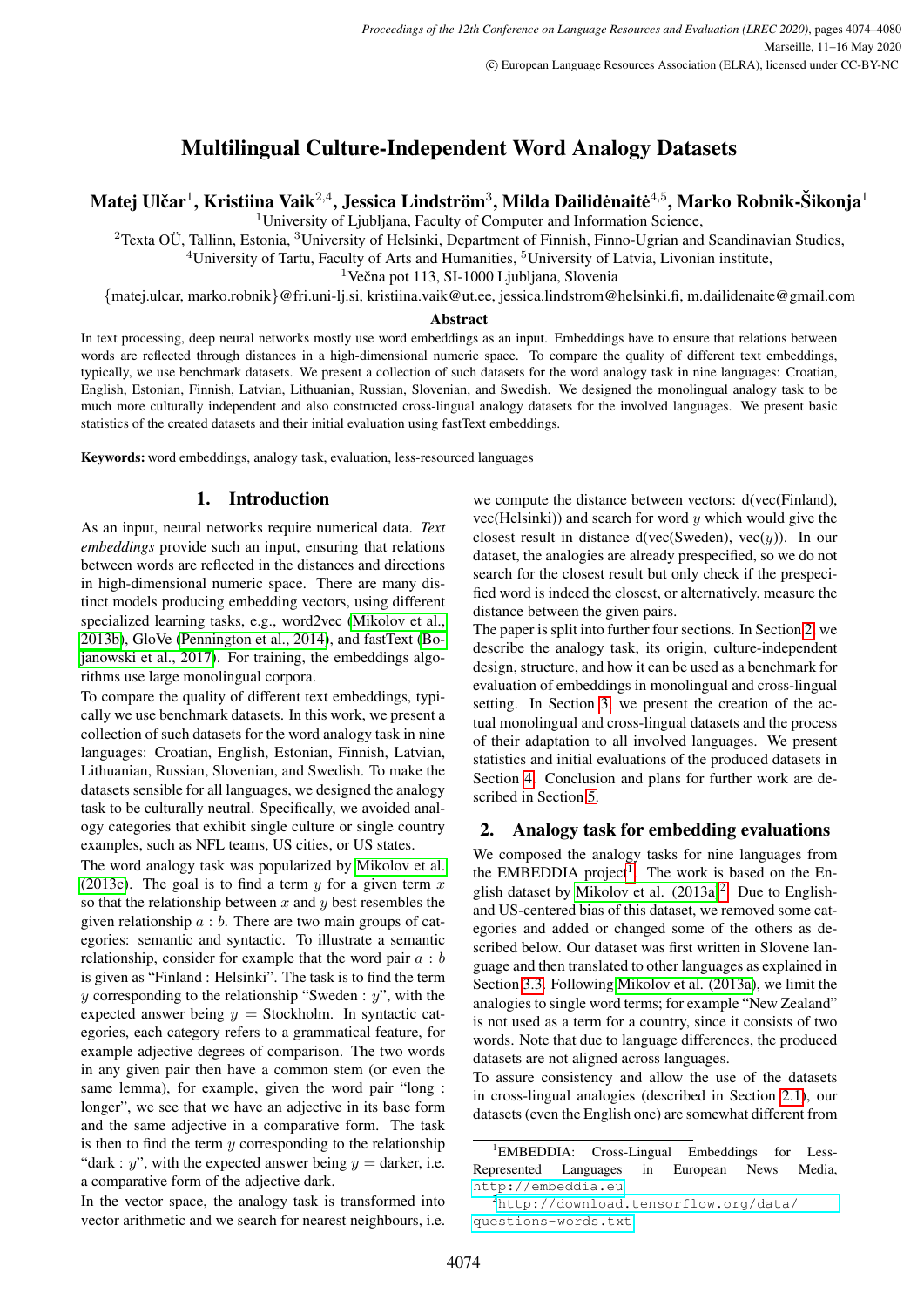# Multilingual Culture-Independent Word Analogy Datasets

**Matej Ulčar[1], Kristiina Vaik[2,4], Jessica Lindström[3], Milda Dailidėnaitė[4,5], Marko Robnik-Šikonja[1]**

[1]University of Ljubljana, Faculty of Computer and Information Science,
[2]Texta OÜ, Tallinn, Estonia, [3]University of Helsinki, Department of Finnish, Finno-Ugrian and Scandinavian Studies,
[4]University of Tartu, Faculty of Arts and Humanities, [5]University of Latvia, Livonian institute,
[1]Večna pot 113, SI-1000 Ljubljana, Slovenia
{matej.ulcar, marko.robnik}@fri.uni-lj.si, kristiina.vaik@ut.ee, jessica.lindstrom@helsinki.fi, m.dailidenaite@gmail.com

## Abstract

In text processing, deep neural networks mostly use word embeddings as an input. Embeddings have to ensure that relations between words are reflected through distances in a high-dimensional numeric space. To compare the quality of different text embeddings, typically, we use benchmark datasets. We present a collection of such datasets for the word analogy task in nine languages: Croatian, English, Estonian, Finnish, Latvian, Lithuanian, Russian, Slovenian, and Swedish. We designed the monolingual analogy task to be much more culturally independent and also constructed cross-lingual analogy datasets for the involved languages. We present basic statistics of the created datasets and their initial evaluation using fastText embeddings.

**Keywords:** word embeddings, analogy task, evaluation, less-resourced languages

## 1. Introduction

As an input, neural networks require numerical data. *Text embeddings* provide such an input, ensuring that relations between words are reflected in the distances and directions in high-dimensional numeric space. There are many distinct models producing embedding vectors, using different specialized learning tasks, e.g., word2vec (Mikolov et al., 2013b), GloVe (Pennington et al., 2014), and fastText (Bojanowski et al., 2017). For training, the embeddings algorithms use large monolingual corpora.

To compare the quality of different text embeddings, typically we use benchmark datasets. In this work, we present a collection of such datasets for the word analogy task in nine languages: Croatian, English, Estonian, Finnish, Latvian, Lithuanian, Russian, Slovenian, and Swedish. To make the datasets sensible for all languages, we designed the analogy task to be culturally neutral. Specifically, we avoided analogy categories that exhibit single culture or single country examples, such as NFL teams, US cities, or US states.

The word analogy task was popularized by Mikolov et al. (2013c). The goal is to find a term $y$ for a given term $x$ so that the relationship between $x$ and $y$ best resembles the given relationship $a : b$. There are two main groups of categories: semantic and syntactic. To illustrate a semantic relationship, consider for example that the word pair $a : b$ is given as "Finland : Helsinki". The task is to find the term $y$ corresponding to the relationship "Sweden : $y$", with the expected answer being $y =$ Stockholm. In syntactic categories, each category refers to a grammatical feature, for example adjective degrees of comparison. The two words in any given pair then have a common stem (or even the same lemma), for example, given the word pair "long : longer", we see that we have an adjective in its base form and the same adjective in a comparative form. The task is then to find the term $y$ corresponding to the relationship "dark : $y$", with the expected answer being $y =$ darker, i.e. a comparative form of the adjective dark.

In the vector space, the analogy task is transformed into vector arithmetic and we search for nearest neighbours, i.e. we compute the distance between vectors: d(vec(Finland), vec(Helsinki)) and search for word $y$ which would give the closest result in distance d(vec(Sweden), vec($y$)). In our dataset, the analogies are already prespecified, so we do not search for the closest result but only check if the prespecified word is indeed the closest, or alternatively, measure the distance between the given pairs.

The paper is split into further four sections. In Section 2, we describe the analogy task, its origin, culture-independent design, structure, and how it can be used as a benchmark for evaluation of embeddings in monolingual and cross-lingual setting. In Section 3, we present the creation of the actual monolingual and cross-lingual datasets and the process of their adaptation to all involved languages. We present statistics and initial evaluations of the produced datasets in Section 4. Conclusion and plans for further work are described in Section 5.

## 2. Analogy task for embedding evaluations

We composed the analogy tasks for nine languages from the EMBEDDIA project[1]. The work is based on the English dataset by Mikolov et al. (2013a)[2]. Due to English- and US-centered bias of this dataset, we removed some categories and added or changed some of the others as described below. Our dataset was first written in Slovene language and then translated to other languages as explained in Section 3.3. Following Mikolov et al. (2013a), we limit the analogies to single word terms; for example "New Zealand" is not used as a term for a country, since it consists of two words. Note that due to language differences, the produced datasets are not aligned across languages.

To assure consistency and allow the use of the datasets in cross-lingual analogies (described in Section 2.1), our datasets (even the English one) are somewhat different from

[1]EMBEDDIA: Cross-Lingual Embeddings for Less-Represented Languages in European News Media, http://embeddia.eu

[2]http://download.tensorflow.org/data/questions-words.txt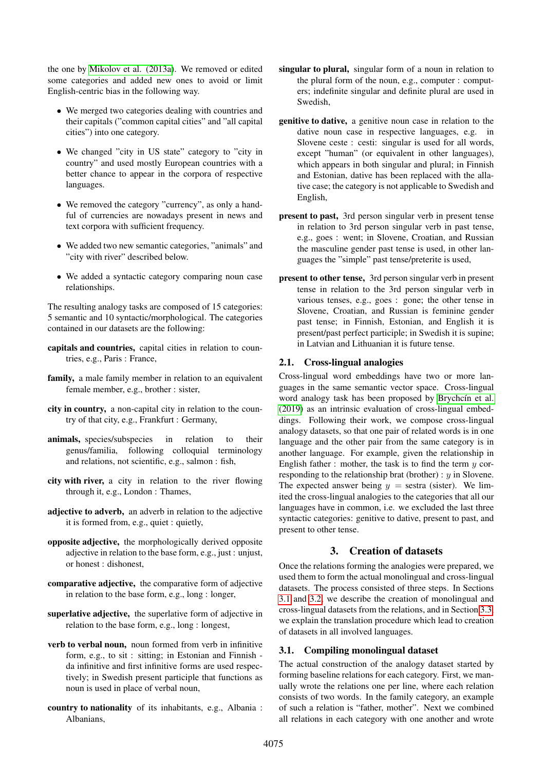the one by Mikolov et al. (2013a). We removed or edited some categories and added new ones to avoid or limit English-centric bias in the following way.

- We merged two categories dealing with countries and their capitals ("common capital cities" and "all capital cities") into one category.
- We changed "city in US state" category to "city in country" and used mostly European countries with a better chance to appear in the corpora of respective languages.
- We removed the category "currency", as only a handful of currencies are nowadays present in news and text corpora with sufficient frequency.
- We added two new semantic categories, "animals" and "city with river" described below.
- We added a syntactic category comparing noun case relationships.

The resulting analogy tasks are composed of 15 categories: 5 semantic and 10 syntactic/morphological. The categories contained in our datasets are the following:

**capitals and countries,** capital cities in relation to countries, e.g., Paris : France,

**family,** a male family member in relation to an equivalent female member, e.g., brother : sister,

**city in country,** a non-capital city in relation to the country of that city, e.g., Frankfurt : Germany,

**animals,** species/subspecies in relation to their genus/familia, following colloquial terminology and relations, not scientific, e.g., salmon : fish,

**city with river,** a city in relation to the river flowing through it, e.g., London : Thames,

**adjective to adverb,** an adverb in relation to the adjective it is formed from, e.g., quiet : quietly,

**opposite adjective,** the morphologically derived opposite adjective in relation to the base form, e.g., just : unjust, or honest : dishonest,

**comparative adjective,** the comparative form of adjective in relation to the base form, e.g., long : longer,

**superlative adjective,** the superlative form of adjective in relation to the base form, e.g., long : longest,

**verb to verbal noun,** noun formed from verb in infinitive form, e.g., to sit : sitting; in Estonian and Finnish - da infinitive and first infinitive forms are used respectively; in Swedish present participle that functions as noun is used in place of verbal noun,

**country to nationality** of its inhabitants, e.g., Albania : Albanians,

**singular to plural,** singular form of a noun in relation to the plural form of the noun, e.g., computer : computers; indefinite singular and definite plural are used in Swedish,

**genitive to dative,** a genitive noun case in relation to the dative noun case in respective languages, e.g. in Slovene ceste : cesti: singular is used for all words, except "human" (or equivalent in other languages), which appears in both singular and plural; in Finnish and Estonian, dative has been replaced with the allative case; the category is not applicable to Swedish and English,

**present to past,** 3rd person singular verb in present tense in relation to 3rd person singular verb in past tense, e.g., goes : went; in Slovene, Croatian, and Russian the masculine gender past tense is used, in other languages the "simple" past tense/preterite is used,

**present to other tense,** 3rd person singular verb in present tense in relation to the 3rd person singular verb in various tenses, e.g., goes : gone; the other tense in Slovene, Croatian, and Russian is feminine gender past tense; in Finnish, Estonian, and English it is present/past perfect participle; in Swedish it is supine; in Latvian and Lithuanian it is future tense.

## 2.1. Cross-lingual analogies

Cross-lingual word embeddings have two or more languages in the same semantic vector space. Cross-lingual word analogy task has been proposed by Brychcín et al. (2019) as an intrinsic evaluation of cross-lingual embeddings. Following their work, we compose cross-lingual analogy datasets, so that one pair of related words is in one language and the other pair from the same category is in another language. For example, given the relationship in English father : mother, the task is to find the term $y$ corresponding to the relationship brat (brother) : $y$ in Slovene. The expected answer being $y$ = sestra (sister). We limited the cross-lingual analogies to the categories that all our languages have in common, i.e. we excluded the last three syntactic categories: genitive to dative, present to past, and present to other tense.

# 3. Creation of datasets

Once the relations forming the analogies were prepared, we used them to form the actual monolingual and cross-lingual datasets. The process consisted of three steps. In Sections 3.1 and 3.2 we describe the creation of monolingual and cross-lingual datasets from the relations, and in Section 3.3 we explain the translation procedure which lead to creation of datasets in all involved languages.

## 3.1. Compiling monolingual dataset

The actual construction of the analogy dataset started by forming baseline relations for each category. First, we manually wrote the relations one per line, where each relation consists of two words. In the family category, an example of such a relation is "father, mother". Next we combined all relations in each category with one another and wrote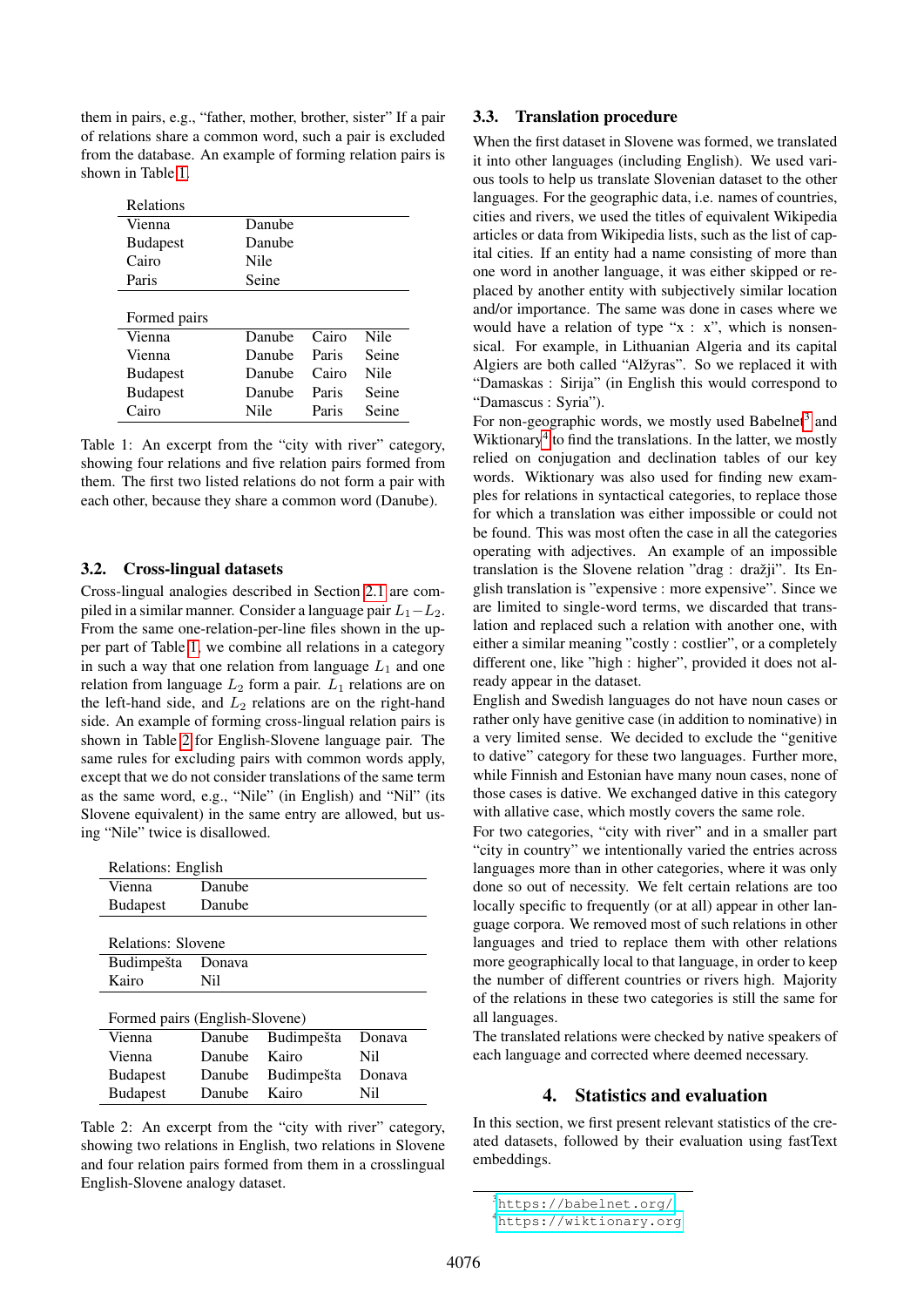them in pairs, e.g., "father, mother, brother, sister" If a pair of relations share a common word, such a pair is excluded from the database. An example of forming relation pairs is shown in Table 1.

| Relations | | | |
|---|---|---|---|
| Vienna | Danube | | |
| Budapest | Danube | | |
| Cairo | Nile | | |
| Paris | Seine | | |
| **Formed pairs** | | | |
| Vienna | Danube | Cairo | Nile |
| Vienna | Danube | Paris | Seine |
| Budapest | Danube | Cairo | Nile |
| Budapest | Danube | Paris | Seine |
| Cairo | Nile | Paris | Seine |

Table 1: An excerpt from the "city with river" category, showing four relations and five relation pairs formed from them. The first two listed relations do not form a pair with each other, because they share a common word (Danube).

### 3.2. Cross-lingual datasets

Cross-lingual analogies described in Section 2.1 are compiled in a similar manner. Consider a language pair $L_1 - L_2$. From the same one-relation-per-line files shown in the upper part of Table 1, we combine all relations in a category in such a way that one relation from language $L_1$ and one relation from language $L_2$ form a pair. $L_1$ relations are on the left-hand side, and $L_2$ relations are on the right-hand side. An example of forming cross-lingual relation pairs is shown in Table 2 for English-Slovene language pair. The same rules for excluding pairs with common words apply, except that we do not consider translations of the same term as the same word, e.g., "Nile" (in English) and "Nil" (its Slovene equivalent) in the same entry are allowed, but using "Nile" twice is disallowed.

| Relations: English | | | |
|---|---|---|---|
| Vienna | Danube | | |
| Budapest | Danube | | |
| **Relations: Slovene** | | | |
| Budimpešta | Donava | | |
| Kairo | Nil | | |
| **Formed pairs (English-Slovene)** | | | |
| Vienna | Danube | Budimpešta | Donava |
| Vienna | Danube | Kairo | Nil |
| Budapest | Danube | Budimpešta | Donava |
| Budapest | Danube | Kairo | Nil |

Table 2: An excerpt from the "city with river" category, showing two relations in English, two relations in Slovene and four relation pairs formed from them in a crosslingual English-Slovene analogy dataset.

### 3.3. Translation procedure

When the first dataset in Slovene was formed, we translated it into other languages (including English). We used various tools to help us translate Slovenian dataset to the other languages. For the geographic data, i.e. names of countries, cities and rivers, we used the titles of equivalent Wikipedia articles or data from Wikipedia lists, such as the list of capital cities. If an entity had a name consisting of more than one word in another language, it was either skipped or replaced by another entity with subjectively similar location and/or importance. The same was done in cases where we would have a relation of type "x : x", which is nonsensical. For example, in Lithuanian Algeria and its capital Algiers are both called "Alžyras". So we replaced it with "Damaskas : Sirija" (in English this would correspond to "Damascus : Syria").

For non-geographic words, we mostly used Babelnet[3] and Wiktionary[4] to find the translations. In the latter, we mostly relied on conjugation and declination tables of our key words. Wiktionary was also used for finding new examples for relations in syntactical categories, to replace those for which a translation was either impossible or could not be found. This was most often the case in all the categories operating with adjectives. An example of an impossible translation is the Slovene relation "drag : dražji". Its English translation is "expensive : more expensive". Since we are limited to single-word terms, we discarded that translation and replaced such a relation with another one, with either a similar meaning "costly : costlier", or a completely different one, like "high : higher", provided it does not already appear in the dataset.

English and Swedish languages do not have noun cases or rather only have genitive case (in addition to nominative) in a very limited sense. We decided to exclude the "genitive to dative" category for these two languages. Further more, while Finnish and Estonian have many noun cases, none of those cases is dative. We exchanged dative in this category with allative case, which mostly covers the same role.

For two categories, "city with river" and in a smaller part "city in country" we intentionally varied the entries across languages more than in other categories, where it was only done so out of necessity. We felt certain relations are too locally specific to frequently (or at all) appear in other language corpora. We removed most of such relations in other languages and tried to replace them with other relations more geographically local to that language, in order to keep the number of different countries or rivers high. Majority of the relations in these two categories is still the same for all languages.

The translated relations were checked by native speakers of each language and corrected where deemed necessary.

## 4. Statistics and evaluation

In this section, we first present relevant statistics of the created datasets, followed by their evaluation using fastText embeddings.

[3] https://babelnet.org/
[4] https://wiktionary.org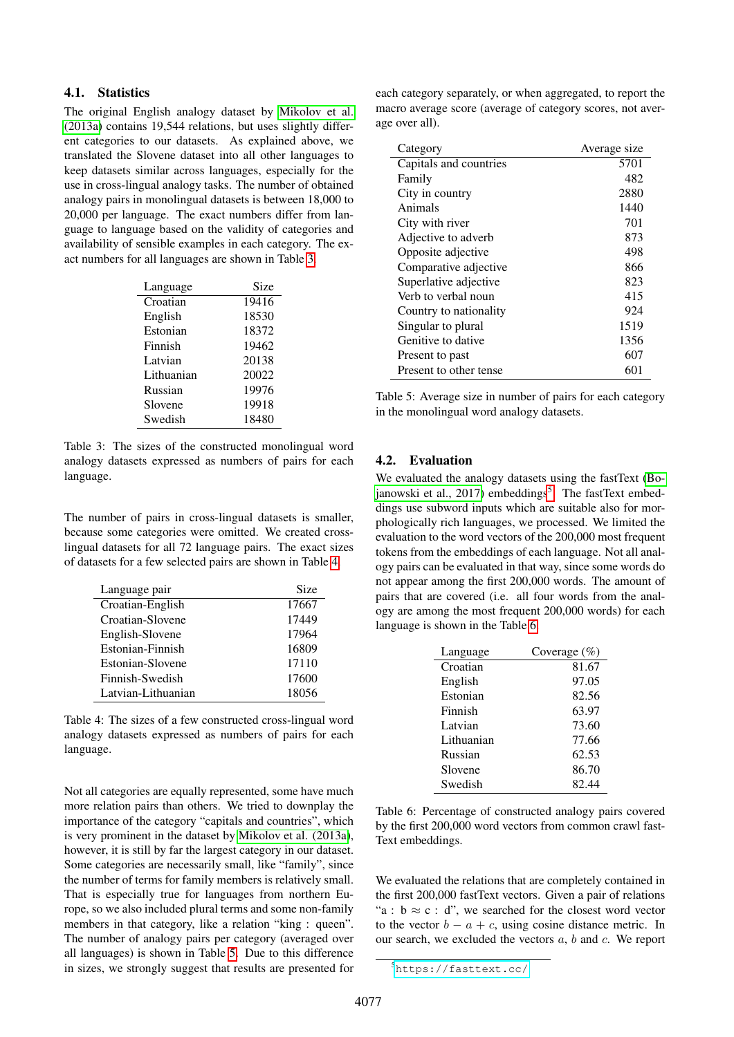### 4.1. Statistics

The original English analogy dataset by Mikolov et al. (2013a) contains 19,544 relations, but uses slightly different categories to our datasets. As explained above, we translated the Slovene dataset into all other languages to keep datasets similar across languages, especially for the use in cross-lingual analogy tasks. The number of obtained analogy pairs in monolingual datasets is between 18,000 to 20,000 per language. The exact numbers differ from language to language based on the validity of categories and availability of sensible examples in each category. The exact numbers for all languages are shown in Table 3.

| Language | Size |
|---|---|
| Croatian | 19416 |
| English | 18530 |
| Estonian | 18372 |
| Finnish | 19462 |
| Latvian | 20138 |
| Lithuanian | 20022 |
| Russian | 19976 |
| Slovene | 19918 |
| Swedish | 18480 |

Table 3: The sizes of the constructed monolingual word analogy datasets expressed as numbers of pairs for each language.

The number of pairs in cross-lingual datasets is smaller, because some categories were omitted. We created cross-lingual datasets for all 72 language pairs. The exact sizes of datasets for a few selected pairs are shown in Table 4.

| Language pair | Size |
|---|---|
| Croatian-English | 17667 |
| Croatian-Slovene | 17449 |
| English-Slovene | 17964 |
| Estonian-Finnish | 16809 |
| Estonian-Slovene | 17110 |
| Finnish-Swedish | 17600 |
| Latvian-Lithuanian | 18056 |

Table 4: The sizes of a few constructed cross-lingual word analogy datasets expressed as numbers of pairs for each language.

Not all categories are equally represented, some have much more relation pairs than others. We tried to downplay the importance of the category "capitals and countries", which is very prominent in the dataset by Mikolov et al. (2013a), however, it is still by far the largest category in our dataset. Some categories are necessarily small, like "family", since the number of terms for family members is relatively small. That is especially true for languages from northern Europe, so we also included plural terms and some non-family members in that category, like a relation "king : queen". The number of analogy pairs per category (averaged over all languages) is shown in Table 5. Due to this difference in sizes, we strongly suggest that results are presented for each category separately, or when aggregated, to report the macro average score (average of category scores, not average over all).

| Category | Average size |
|---|---|
| Capitals and countries | 5701 |
| Family | 482 |
| City in country | 2880 |
| Animals | 1440 |
| City with river | 701 |
| Adjective to adverb | 873 |
| Opposite adjective | 498 |
| Comparative adjective | 866 |
| Superlative adjective | 823 |
| Verb to verbal noun | 415 |
| Country to nationality | 924 |
| Singular to plural | 1519 |
| Genitive to dative | 1356 |
| Present to past | 607 |
| Present to other tense | 601 |

Table 5: Average size in number of pairs for each category in the monolingual word analogy datasets.

### 4.2. Evaluation

We evaluated the analogy datasets using the fastText (Bojanowski et al., 2017) embeddings[5]. The fastText embeddings use subword inputs which are suitable also for morphologically rich languages, we processed. We limited the evaluation to the word vectors of the 200,000 most frequent tokens from the embeddings of each language. Not all analogy pairs can be evaluated in that way, since some words do not appear among the first 200,000 words. The amount of pairs that are covered (i.e. all four words from the analogy are among the most frequent 200,000 words) for each language is shown in the Table 6.

| Language | Coverage (%) |
|---|---|
| Croatian | 81.67 |
| English | 97.05 |
| Estonian | 82.56 |
| Finnish | 63.97 |
| Latvian | 73.60 |
| Lithuanian | 77.66 |
| Russian | 62.53 |
| Slovene | 86.70 |
| Swedish | 82.44 |

Table 6: Percentage of constructed analogy pairs covered by the first 200,000 word vectors from common crawl fastText embeddings.

We evaluated the relations that are completely contained in the first 200,000 fastText vectors. Given a pair of relations "a : b ≈ c : d", we searched for the closest word vector to the vector $b - a + c$, using cosine distance metric. In our search, we excluded the vectors $a$, $b$ and $c$. We report

[5] https://fasttext.cc/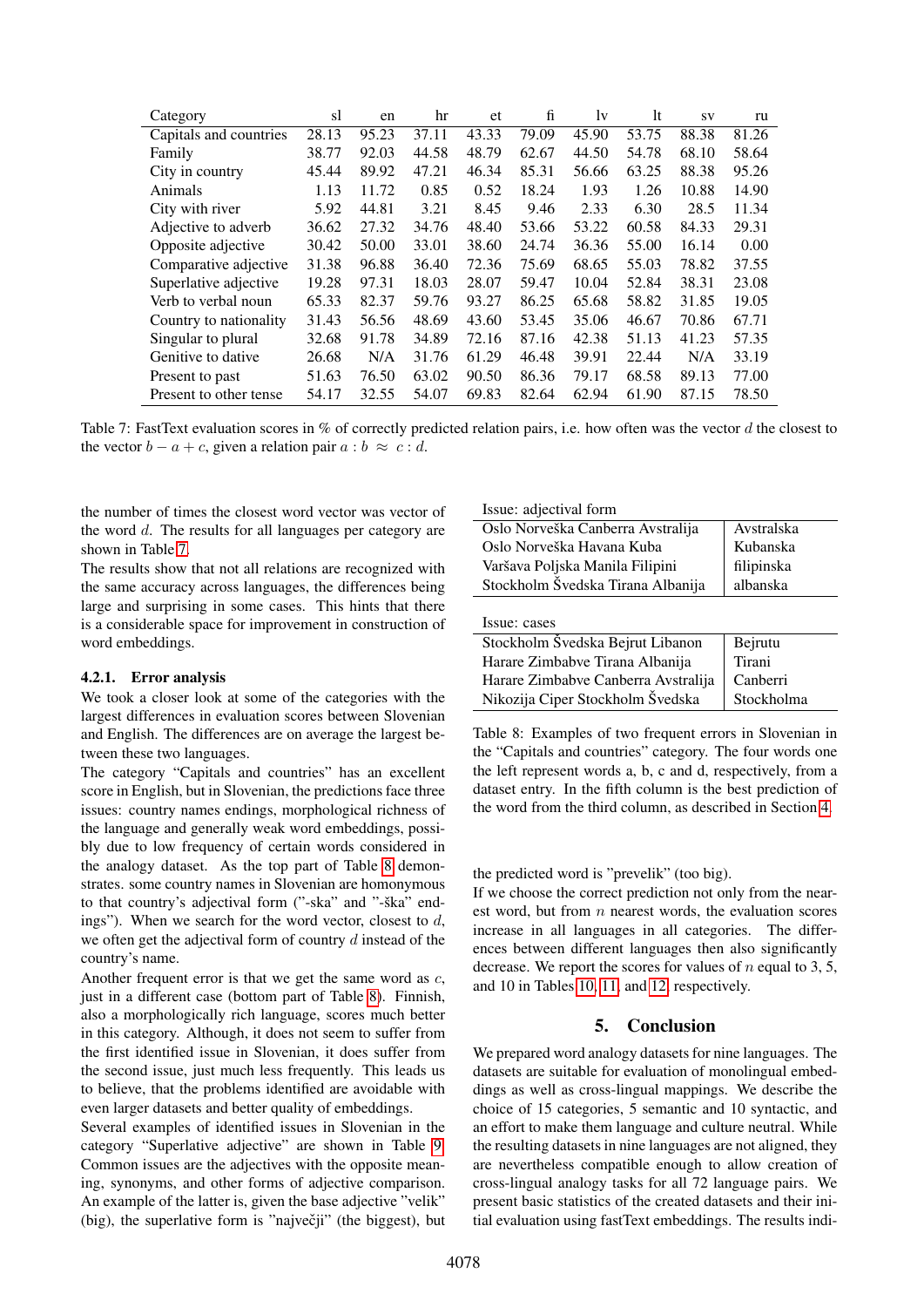| Category | sl | en | hr | et | fi | lv | lt | sv | ru |
|---|---|---|---|---|---|---|---|---|---|
| Capitals and countries | 28.13 | 95.23 | 37.11 | 43.33 | 79.09 | 45.90 | 53.75 | 88.38 | 81.26 |
| Family | 38.77 | 92.03 | 44.58 | 48.79 | 62.67 | 44.50 | 54.78 | 68.10 | 58.64 |
| City in country | 45.44 | 89.92 | 47.21 | 46.34 | 85.31 | 56.66 | 63.25 | 88.38 | 95.26 |
| Animals | 1.13 | 11.72 | 0.85 | 0.52 | 18.24 | 1.93 | 1.26 | 10.88 | 14.90 |
| City with river | 5.92 | 44.81 | 3.21 | 8.45 | 9.46 | 2.33 | 6.30 | 28.5 | 11.34 |
| Adjective to adverb | 36.62 | 27.32 | 34.76 | 48.40 | 53.66 | 53.22 | 60.58 | 84.33 | 29.31 |
| Opposite adjective | 30.42 | 50.00 | 33.01 | 38.60 | 24.74 | 36.36 | 55.00 | 16.14 | 0.00 |
| Comparative adjective | 31.38 | 96.88 | 36.40 | 72.36 | 75.69 | 68.65 | 55.03 | 78.82 | 37.55 |
| Superlative adjective | 19.28 | 97.31 | 18.03 | 28.07 | 59.47 | 10.04 | 52.84 | 38.31 | 23.08 |
| Verb to verbal noun | 65.33 | 82.37 | 59.76 | 93.27 | 86.25 | 65.68 | 58.82 | 31.85 | 19.05 |
| Country to nationality | 31.43 | 56.56 | 48.69 | 43.60 | 53.45 | 35.06 | 46.67 | 70.86 | 67.71 |
| Singular to plural | 32.68 | 91.78 | 34.89 | 72.16 | 87.16 | 42.38 | 51.13 | 41.23 | 57.35 |
| Genitive to dative | 26.68 | N/A | 31.76 | 61.29 | 46.48 | 39.91 | 22.44 | N/A | 33.19 |
| Present to past | 51.63 | 76.50 | 63.02 | 90.50 | 86.36 | 79.17 | 68.58 | 89.13 | 77.00 |
| Present to other tense | 54.17 | 32.55 | 54.07 | 69.83 | 82.64 | 62.94 | 61.90 | 87.15 | 78.50 |

Table 7: FastText evaluation scores in % of correctly predicted relation pairs, i.e. how often was the vector $d$ the closest to the vector $b - a + c$, given a relation pair $a : b \approx c : d$.

the number of times the closest word vector was vector of the word $d$. The results for all languages per category are shown in Table 7.

The results show that not all relations are recognized with the same accuracy across languages, the differences being large and surprising in some cases. This hints that there is a considerable space for improvement in construction of word embeddings.

#### 4.2.1. Error analysis

We took a closer look at some of the categories with the largest differences in evaluation scores between Slovenian and English. The differences are on average the largest between these two languages.

The category "Capitals and countries" has an excellent score in English, but in Slovenian, the predictions face three issues: country names endings, morphological richness of the language and generally weak word embeddings, possibly due to low frequency of certain words considered in the analogy dataset. As the top part of Table 8 demonstrates. some country names in Slovenian are homonymous to that country's adjectival form ("-ska" and "-ška" endings"). When we search for the word vector, closest to $d$, we often get the adjectival form of country $d$ instead of the country's name.

Another frequent error is that we get the same word as $c$, just in a different case (bottom part of Table 8). Finnish, also a morphologically rich language, scores much better in this category. Although, it does not seem to suffer from the first identified issue in Slovenian, it does suffer from the second issue, just much less frequently. This leads us to believe, that the problems identified are avoidable with even larger datasets and better quality of embeddings.

Several examples of identified issues in Slovenian in the category "Superlative adjective" are shown in Table 9. Common issues are the adjectives with the opposite meaning, synonyms, and other forms of adjective comparison. An example of the latter is, given the base adjective "velik" (big), the superlative form is "največji" (the biggest), but the predicted word is "prevelik" (too big).

| Issue: adjectival form | |
|---|---|
| Oslo Norveška Canberra Avstralija | Avstralska |
| Oslo Norveška Havana Kuba | Kubanska |
| Varšava Poljska Manila Filipini | filipinska |
| Stockholm Švedska Tirana Albanija | albanska |
| **Issue: cases** | |
| Stockholm Švedska Bejrut Libanon | Bejrutu |
| Harare Zimbabve Tirana Albanija | Tirani |
| Harare Zimbabve Canberra Avstralija | Canberri |
| Nikozija Ciper Stockholm Švedska | Stockholma |

Table 8: Examples of two frequent errors in Slovenian in the "Capitals and countries" category. The four words one the left represent words a, b, c and d, respectively, from a dataset entry. In the fifth column is the best prediction of the word from the third column, as described in Section 4.

If we choose the correct prediction not only from the nearest word, but from $n$ nearest words, the evaluation scores increase in all languages in all categories. The differences between different languages then also significantly decrease. We report the scores for values of $n$ equal to 3, 5, and 10 in Tables 10, 11, and 12, respectively.

## 5. Conclusion

We prepared word analogy datasets for nine languages. The datasets are suitable for evaluation of monolingual embeddings as well as cross-lingual mappings. We describe the choice of 15 categories, 5 semantic and 10 syntactic, and an effort to make them language and culture neutral. While the resulting datasets in nine languages are not aligned, they are nevertheless compatible enough to allow creation of cross-lingual analogy tasks for all 72 language pairs. We present basic statistics of the created datasets and their initial evaluation using fastText embeddings. The results indi-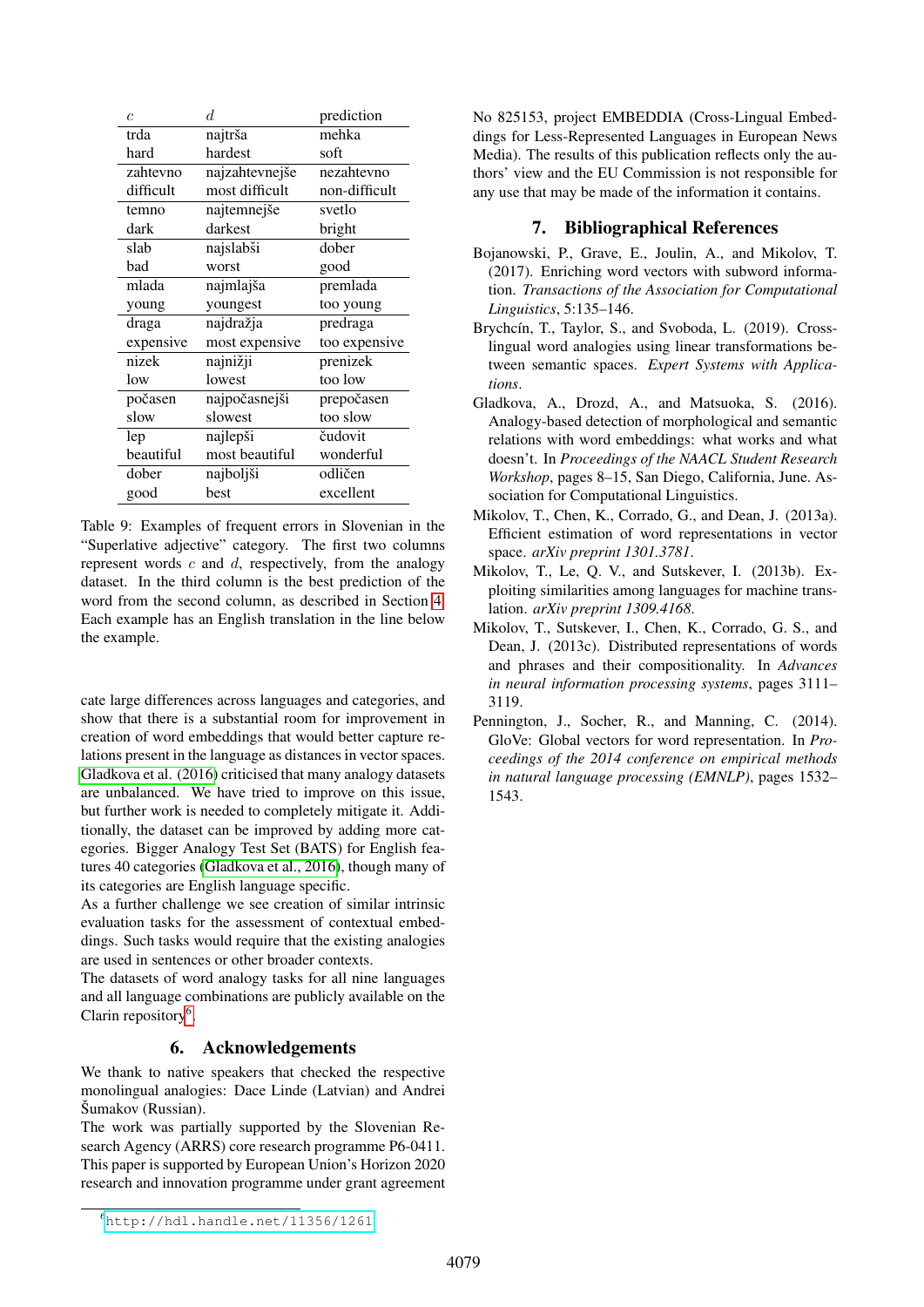| $c$ | $d$ | prediction |
|---|---|---|
| trda<br>hard | najtrša<br>hardest | mehka<br>soft |
| zahtevno<br>difficult | najzahtevnejše<br>most difficult | nezahtevno<br>non-difficult |
| temno<br>dark | najtemnejše<br>darkest | svetlo<br>bright |
| slab<br>bad | najslabši<br>worst | dober<br>good |
| mlada<br>young | najmlajša<br>youngest | premlada<br>too young |
| draga<br>expensive | najdražja<br>most expensive | predraga<br>too expensive |
| nizek<br>low | najnižji<br>lowest | prenizek<br>too low |
| počasen<br>slow | najpočasnejši<br>slowest | prepočasen<br>too slow |
| lep<br>beautiful | najlepši<br>most beautiful | čudovit<br>wonderful |
| dober<br>good | najboljši<br>best | odličen<br>excellent |

Table 9: Examples of frequent errors in Slovenian in the "Superlative adjective" category. The first two columns represent words $c$ and $d$, respectively, from the analogy dataset. In the third column is the best prediction of the word from the second column, as described in Section 4. Each example has an English translation in the line below the example.

cate large differences across languages and categories, and show that there is a substantial room for improvement in creation of word embeddings that would better capture relations present in the language as distances in vector spaces. Gladkova et al. (2016) criticised that many analogy datasets are unbalanced. We have tried to improve on this issue, but further work is needed to completely mitigate it. Additionally, the dataset can be improved by adding more categories. Bigger Analogy Test Set (BATS) for English features 40 categories (Gladkova et al., 2016), though many of its categories are English language specific.

As a further challenge we see creation of similar intrinsic evaluation tasks for the assessment of contextual embeddings. Such tasks would require that the existing analogies are used in sentences or other broader contexts.

The datasets of word analogy tasks for all nine languages and all language combinations are publicly available on the Clarin repository[6].

## 6. Acknowledgements

We thank to native speakers that checked the respective monolingual analogies: Dace Linde (Latvian) and Andrei Šumakov (Russian).

The work was partially supported by the Slovenian Research Agency (ARRS) core research programme P6-0411. This paper is supported by European Union's Horizon 2020 research and innovation programme under grant agreement No 825153, project EMBEDDIA (Cross-Lingual Embeddings for Less-Represented Languages in European News Media). The results of this publication reflects only the authors' view and the EU Commission is not responsible for any use that may be made of the information it contains.

[6] http://hdl.handle.net/11356/1261

## 7. Bibliographical References

Bojanowski, P., Grave, E., Joulin, A., and Mikolov, T. (2017). Enriching word vectors with subword information. *Transactions of the Association for Computational Linguistics*, 5:135–146.

Brychcín, T., Taylor, S., and Svoboda, L. (2019). Cross-lingual word analogies using linear transformations between semantic spaces. *Expert Systems with Applications*.

Gladkova, A., Drozd, A., and Matsuoka, S. (2016). Analogy-based detection of morphological and semantic relations with word embeddings: what works and what doesn't. In *Proceedings of the NAACL Student Research Workshop*, pages 8–15, San Diego, California, June. Association for Computational Linguistics.

Mikolov, T., Chen, K., Corrado, G., and Dean, J. (2013a). Efficient estimation of word representations in vector space. *arXiv preprint 1301.3781*.

Mikolov, T., Le, Q. V., and Sutskever, I. (2013b). Exploiting similarities among languages for machine translation. *arXiv preprint 1309.4168*.

Mikolov, T., Sutskever, I., Chen, K., Corrado, G. S., and Dean, J. (2013c). Distributed representations of words and phrases and their compositionality. In *Advances in neural information processing systems*, pages 3111–3119.

Pennington, J., Socher, R., and Manning, C. (2014). GloVe: Global vectors for word representation. In *Proceedings of the 2014 conference on empirical methods in natural language processing (EMNLP)*, pages 1532–1543.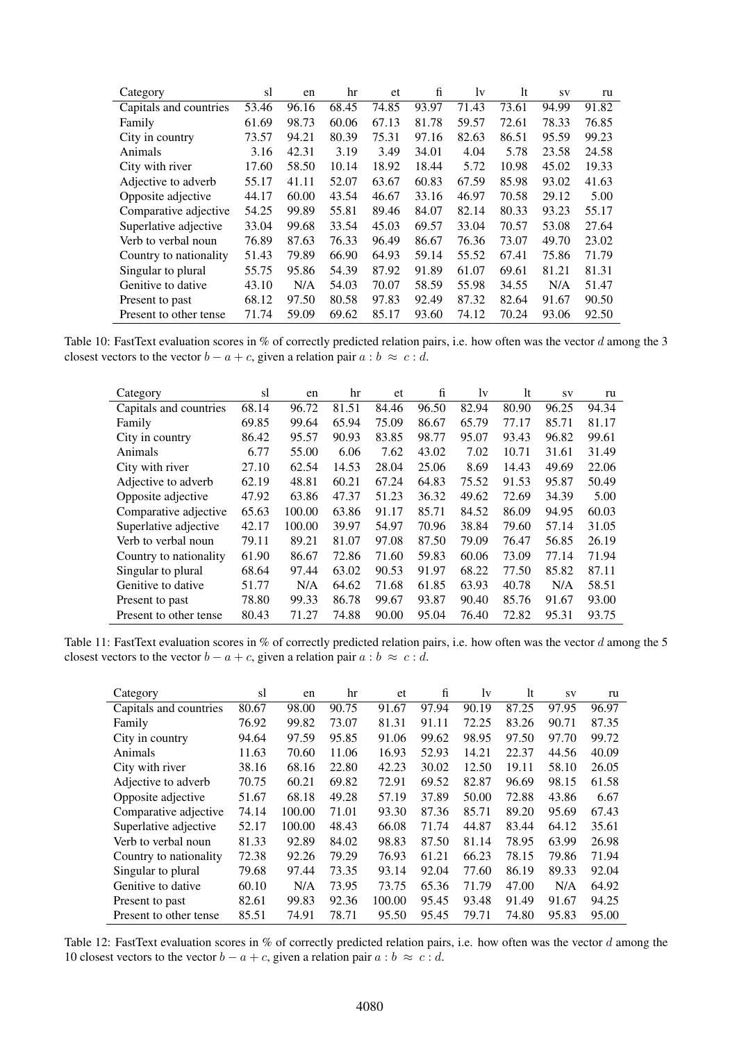| Category | sl | en | hr | et | fi | lv | lt | sv | ru |
|---|---|---|---|---|---|---|---|---|---|
| Capitals and countries | 53.46 | 96.16 | 68.45 | 74.85 | 93.97 | 71.43 | 73.61 | 94.99 | 91.82 |
| Family | 61.69 | 98.73 | 60.06 | 67.13 | 81.78 | 59.57 | 72.61 | 78.33 | 76.85 |
| City in country | 73.57 | 94.21 | 80.39 | 75.31 | 97.16 | 82.63 | 86.51 | 95.59 | 99.23 |
| Animals | 3.16 | 42.31 | 3.19 | 3.49 | 34.01 | 4.04 | 5.78 | 23.58 | 24.58 |
| City with river | 17.60 | 58.50 | 10.14 | 18.92 | 18.44 | 5.72 | 10.98 | 45.02 | 19.33 |
| Adjective to adverb | 55.17 | 41.11 | 52.07 | 63.67 | 60.83 | 67.59 | 85.98 | 93.02 | 41.63 |
| Opposite adjective | 44.17 | 60.00 | 43.54 | 46.67 | 33.16 | 46.97 | 70.58 | 29.12 | 5.00 |
| Comparative adjective | 54.25 | 99.89 | 55.81 | 89.46 | 84.07 | 82.14 | 80.33 | 93.23 | 55.17 |
| Superlative adjective | 33.04 | 99.68 | 33.54 | 45.03 | 69.57 | 33.04 | 70.57 | 53.08 | 27.64 |
| Verb to verbal noun | 76.89 | 87.63 | 76.33 | 96.49 | 86.67 | 76.36 | 73.07 | 49.70 | 23.02 |
| Country to nationality | 51.43 | 79.89 | 66.90 | 64.93 | 59.14 | 55.52 | 67.41 | 75.86 | 71.79 |
| Singular to plural | 55.75 | 95.86 | 54.39 | 87.92 | 91.89 | 61.07 | 69.61 | 81.21 | 81.31 |
| Genitive to dative | 43.10 | N/A | 54.03 | 70.07 | 58.59 | 55.98 | 34.55 | N/A | 51.47 |
| Present to past | 68.12 | 97.50 | 80.58 | 97.83 | 92.49 | 87.32 | 82.64 | 91.67 | 90.50 |
| Present to other tense | 71.74 | 59.09 | 69.62 | 85.17 | 93.60 | 74.12 | 70.24 | 93.06 | 92.50 |

Table 10: FastText evaluation scores in % of correctly predicted relation pairs, i.e. how often was the vector $d$ among the 3 closest vectors to the vector $b - a + c$, given a relation pair $a : b \approx c : d$.

| Category | sl | en | hr | et | fi | lv | lt | sv | ru |
|---|---|---|---|---|---|---|---|---|---|
| Capitals and countries | 68.14 | 96.72 | 81.51 | 84.46 | 96.50 | 82.94 | 80.90 | 96.25 | 94.34 |
| Family | 69.85 | 99.64 | 65.94 | 75.09 | 86.67 | 65.79 | 77.17 | 85.71 | 81.17 |
| City in country | 86.42 | 95.57 | 90.93 | 83.85 | 98.77 | 95.07 | 93.43 | 96.82 | 99.61 |
| Animals | 6.77 | 55.00 | 6.06 | 7.62 | 43.02 | 7.02 | 10.71 | 31.61 | 31.49 |
| City with river | 27.10 | 62.54 | 14.53 | 28.04 | 25.06 | 8.69 | 14.43 | 49.69 | 22.06 |
| Adjective to adverb | 62.19 | 48.81 | 60.21 | 67.24 | 64.83 | 75.52 | 91.53 | 95.87 | 50.49 |
| Opposite adjective | 47.92 | 63.86 | 47.37 | 51.23 | 36.32 | 49.62 | 72.69 | 34.39 | 5.00 |
| Comparative adjective | 65.63 | 100.00 | 63.86 | 91.17 | 85.71 | 84.52 | 86.09 | 94.95 | 60.03 |
| Superlative adjective | 42.17 | 100.00 | 39.97 | 54.97 | 70.96 | 38.84 | 79.60 | 57.14 | 31.05 |
| Verb to verbal noun | 79.11 | 89.21 | 81.07 | 97.08 | 87.50 | 79.09 | 76.47 | 56.85 | 26.19 |
| Country to nationality | 61.90 | 86.67 | 72.86 | 71.60 | 59.83 | 60.06 | 73.09 | 77.14 | 71.94 |
| Singular to plural | 68.64 | 97.44 | 63.02 | 90.53 | 91.97 | 68.22 | 77.50 | 85.82 | 87.11 |
| Genitive to dative | 51.77 | N/A | 64.62 | 71.68 | 61.85 | 63.93 | 40.78 | N/A | 58.51 |
| Present to past | 78.80 | 99.33 | 86.78 | 99.67 | 93.87 | 90.40 | 85.76 | 91.67 | 93.00 |
| Present to other tense | 80.43 | 71.27 | 74.88 | 90.00 | 95.04 | 76.40 | 72.82 | 95.31 | 93.75 |

Table 11: FastText evaluation scores in % of correctly predicted relation pairs, i.e. how often was the vector $d$ among the 5 closest vectors to the vector $b - a + c$, given a relation pair $a : b \approx c : d$.

| Category | sl | en | hr | et | fi | lv | lt | sv | ru |
|---|---|---|---|---|---|---|---|---|---|
| Capitals and countries | 80.67 | 98.00 | 90.75 | 91.67 | 97.94 | 90.19 | 87.25 | 97.95 | 96.97 |
| Family | 76.92 | 99.82 | 73.07 | 81.31 | 91.11 | 72.25 | 83.26 | 90.71 | 87.35 |
| City in country | 94.64 | 97.59 | 95.85 | 91.06 | 99.62 | 98.95 | 97.50 | 97.70 | 99.72 |
| Animals | 11.63 | 70.60 | 11.06 | 16.93 | 52.93 | 14.21 | 22.37 | 44.56 | 40.09 |
| City with river | 38.16 | 68.16 | 22.80 | 42.23 | 30.02 | 12.50 | 19.11 | 58.10 | 26.05 |
| Adjective to adverb | 70.75 | 60.21 | 69.82 | 72.91 | 69.52 | 82.87 | 96.69 | 98.15 | 61.58 |
| Opposite adjective | 51.67 | 68.18 | 49.28 | 57.19 | 37.89 | 50.00 | 72.88 | 43.86 | 6.67 |
| Comparative adjective | 74.14 | 100.00 | 71.01 | 93.30 | 87.36 | 85.71 | 89.20 | 95.69 | 67.43 |
| Superlative adjective | 52.17 | 100.00 | 48.43 | 66.08 | 71.74 | 44.87 | 83.44 | 64.12 | 35.61 |
| Verb to verbal noun | 81.33 | 92.89 | 84.02 | 98.83 | 87.50 | 81.14 | 78.95 | 63.99 | 26.98 |
| Country to nationality | 72.38 | 92.26 | 79.29 | 76.93 | 61.21 | 66.23 | 78.15 | 79.86 | 71.94 |
| Singular to plural | 79.68 | 97.44 | 73.35 | 93.14 | 92.04 | 77.60 | 86.19 | 89.33 | 92.04 |
| Genitive to dative | 60.10 | N/A | 73.95 | 73.75 | 65.36 | 71.79 | 47.00 | N/A | 64.92 |
| Present to past | 82.61 | 99.83 | 92.36 | 100.00 | 95.45 | 93.48 | 91.49 | 91.67 | 94.25 |
| Present to other tense | 85.51 | 74.91 | 78.71 | 95.50 | 95.45 | 79.71 | 74.80 | 95.83 | 95.00 |

Table 12: FastText evaluation scores in % of correctly predicted relation pairs, i.e. how often was the vector $d$ among the 10 closest vectors to the vector $b - a + c$, given a relation pair $a : b \approx c : d$.